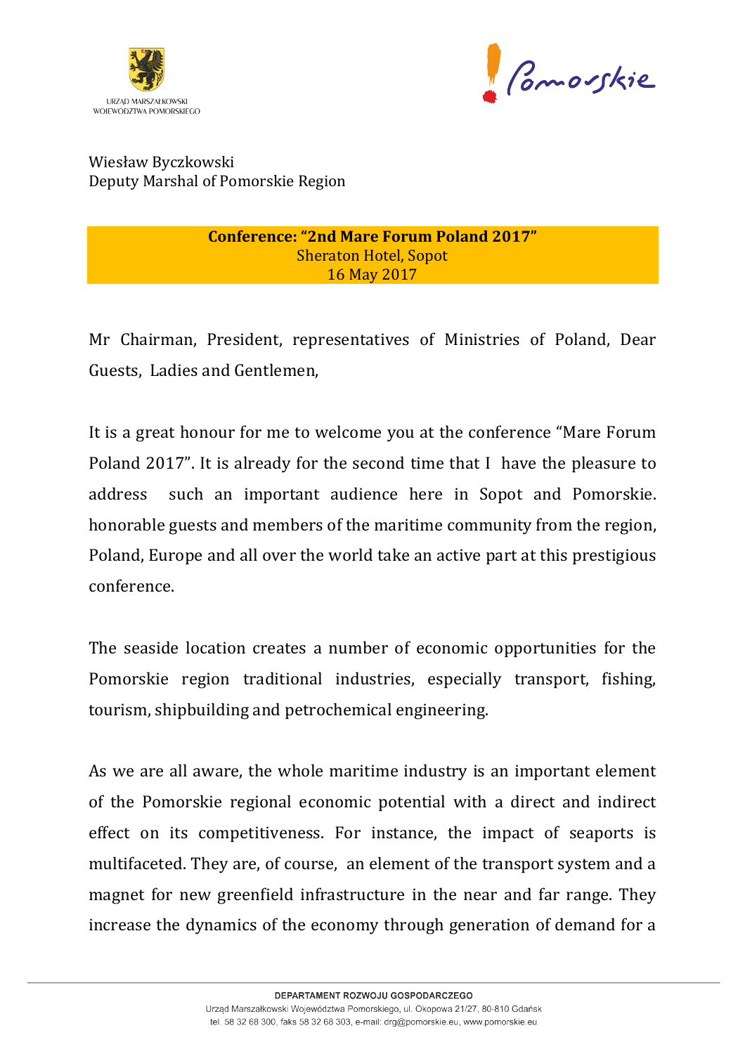URZĄD MARSZAŁKOWSKI WOJEWÓDZTWA POMORSKIEGO

Pomorskie

Wiesław Byczkowski
Deputy Marshal of Pomorskie Region

**Conference: "2nd Mare Forum Poland 2017"**
Sheraton Hotel, Sopot
16 May 2017

Mr Chairman, President, representatives of Ministries of Poland, Dear Guests, Ladies and Gentlemen,

It is a great honour for me to welcome you at the conference "Mare Forum Poland 2017". It is already for the second time that I have the pleasure to address such an important audience here in Sopot and Pomorskie. honorable guests and members of the maritime community from the region, Poland, Europe and all over the world take an active part at this prestigious conference.

The seaside location creates a number of economic opportunities for the Pomorskie region traditional industries, especially transport, fishing, tourism, shipbuilding and petrochemical engineering.

As we are all aware, the whole maritime industry is an important element of the Pomorskie regional economic potential with a direct and indirect effect on its competitiveness. For instance, the impact of seaports is multifaceted. They are, of course, an element of the transport system and a magnet for new greenfield infrastructure in the near and far range. They increase the dynamics of the economy through generation of demand for a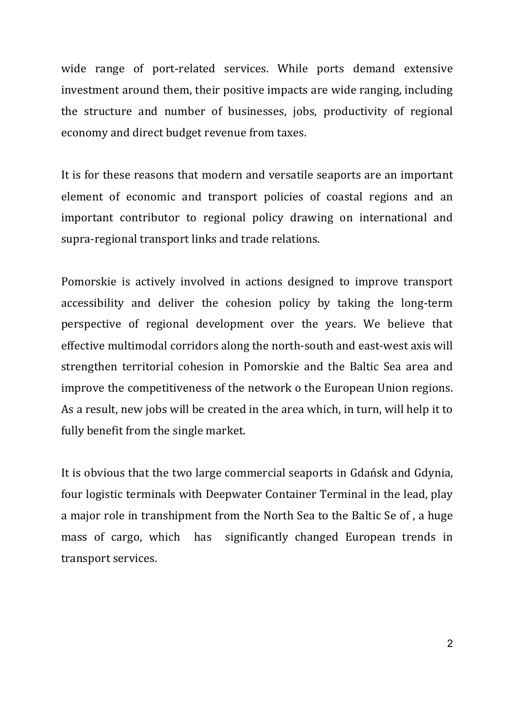wide range of port-related services. While ports demand extensive investment around them, their positive impacts are wide ranging, including the structure and number of businesses, jobs, productivity of regional economy and direct budget revenue from taxes.

It is for these reasons that modern and versatile seaports are an important element of economic and transport policies of coastal regions and an important contributor to regional policy drawing on international and supra-regional transport links and trade relations.

Pomorskie is actively involved in actions designed to improve transport accessibility and deliver the cohesion policy by taking the long-term perspective of regional development over the years. We believe that effective multimodal corridors along the north-south and east-west axis will strengthen territorial cohesion in Pomorskie and the Baltic Sea area and improve the competitiveness of the network o the European Union regions. As a result, new jobs will be created in the area which, in turn, will help it to fully benefit from the single market.

It is obvious that the two large commercial seaports in Gdańsk and Gdynia, four logistic terminals with Deepwater Container Terminal in the lead, play a major role in transhipment from the North Sea to the Baltic Se of , a huge mass of cargo, which has significantly changed European trends in transport services.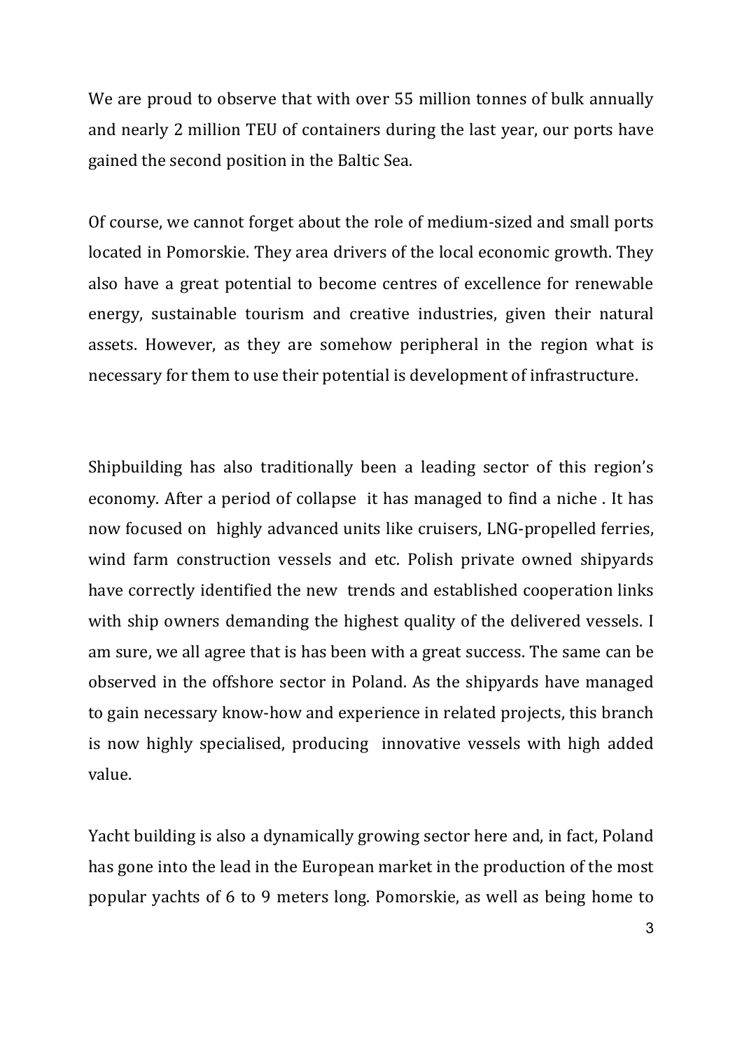We are proud to observe that with over 55 million tonnes of bulk annually and nearly 2 million TEU of containers during the last year, our ports have gained the second position in the Baltic Sea.

Of course, we cannot forget about the role of medium-sized and small ports located in Pomorskie. They area drivers of the local economic growth. They also have a great potential to become centres of excellence for renewable energy, sustainable tourism and creative industries, given their natural assets. However, as they are somehow peripheral in the region what is necessary for them to use their potential is development of infrastructure.

Shipbuilding has also traditionally been a leading sector of this region's economy. After a period of collapse it has managed to find a niche . It has now focused on highly advanced units like cruisers, LNG-propelled ferries, wind farm construction vessels and etc. Polish private owned shipyards have correctly identified the new trends and established cooperation links with ship owners demanding the highest quality of the delivered vessels. I am sure, we all agree that is has been with a great success. The same can be observed in the offshore sector in Poland. As the shipyards have managed to gain necessary know-how and experience in related projects, this branch is now highly specialised, producing innovative vessels with high added value.

Yacht building is also a dynamically growing sector here and, in fact, Poland has gone into the lead in the European market in the production of the most popular yachts of 6 to 9 meters long. Pomorskie, as well as being home to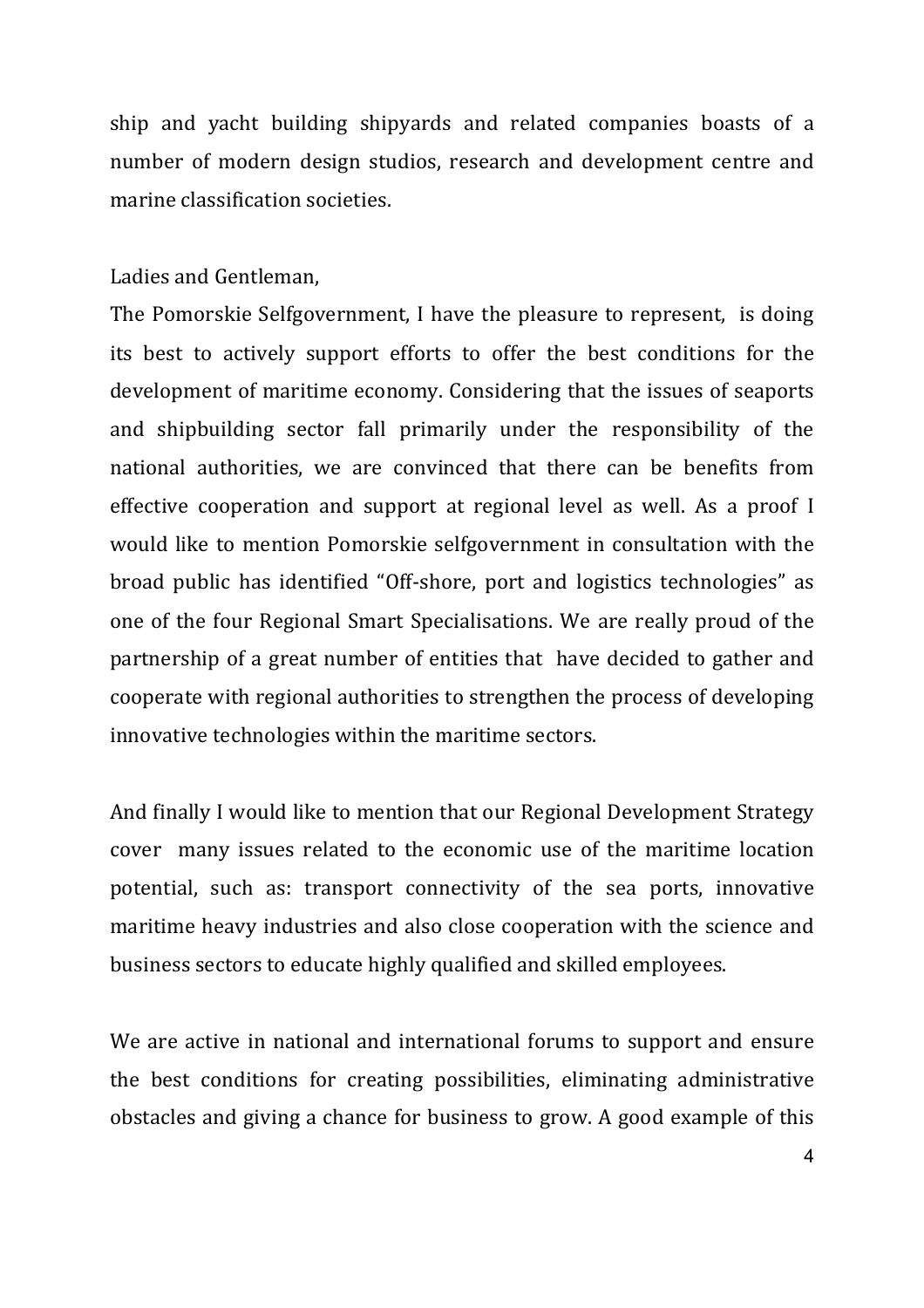ship and yacht building shipyards and related companies boasts of a number of modern design studios, research and development centre and marine classification societies.

Ladies and Gentleman,

The Pomorskie Selfgovernment, I have the pleasure to represent, is doing its best to actively support efforts to offer the best conditions for the development of maritime economy. Considering that the issues of seaports and shipbuilding sector fall primarily under the responsibility of the national authorities, we are convinced that there can be benefits from effective cooperation and support at regional level as well. As a proof I would like to mention Pomorskie selfgovernment in consultation with the broad public has identified "Off-shore, port and logistics technologies" as one of the four Regional Smart Specialisations. We are really proud of the partnership of a great number of entities that have decided to gather and cooperate with regional authorities to strengthen the process of developing innovative technologies within the maritime sectors.

And finally I would like to mention that our Regional Development Strategy cover many issues related to the economic use of the maritime location potential, such as: transport connectivity of the sea ports, innovative maritime heavy industries and also close cooperation with the science and business sectors to educate highly qualified and skilled employees.

We are active in national and international forums to support and ensure the best conditions for creating possibilities, eliminating administrative obstacles and giving a chance for business to grow. A good example of this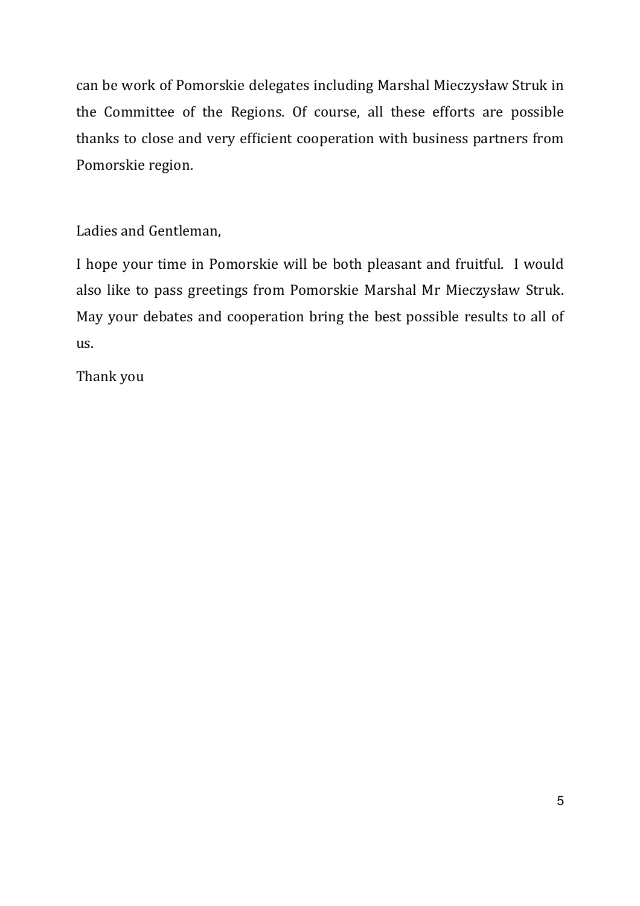can be work of Pomorskie delegates including Marshal Mieczysław Struk in the Committee of the Regions. Of course, all these efforts are possible thanks to close and very efficient cooperation with business partners from Pomorskie region.

Ladies and Gentleman,

I hope your time in Pomorskie will be both pleasant and fruitful. I would also like to pass greetings from Pomorskie Marshal Mr Mieczysław Struk. May your debates and cooperation bring the best possible results to all of us.

Thank you